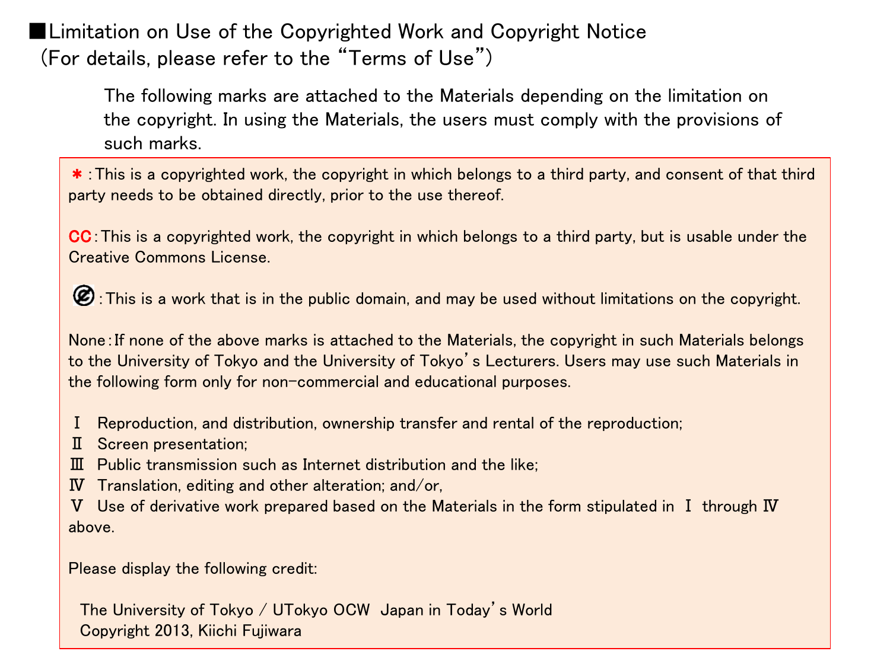## ■Limitation on Use of the Copyrighted Work and Copyright Notice
(For details, please refer to the "Terms of Use")

The following marks are attached to the Materials depending on the limitation on the copyright. In using the Materials, the users must comply with the provisions of such marks.

＊: This is a copyrighted work, the copyright in which belongs to a third party, and consent of that third party needs to be obtained directly, prior to the use thereof.

CC: This is a copyrighted work, the copyright in which belongs to a third party, but is usable under the Creative Commons License.

(Public domain mark): This is a work that is in the public domain, and may be used without limitations on the copyright.

None: If none of the above marks is attached to the Materials, the copyright in such Materials belongs to the University of Tokyo and the University of Tokyo's Lecturers. Users may use such Materials in the following form only for non-commercial and educational purposes.

Ⅰ Reproduction, and distribution, ownership transfer and rental of the reproduction;
Ⅱ Screen presentation;
Ⅲ Public transmission such as Internet distribution and the like;
Ⅳ Translation, editing and other alteration; and/or,
Ⅴ Use of derivative work prepared based on the Materials in the form stipulated in Ⅰ through Ⅳ above.

Please display the following credit:

The University of Tokyo / UTokyo OCW Japan in Today's World
Copyright 2013, Kiichi Fujiwara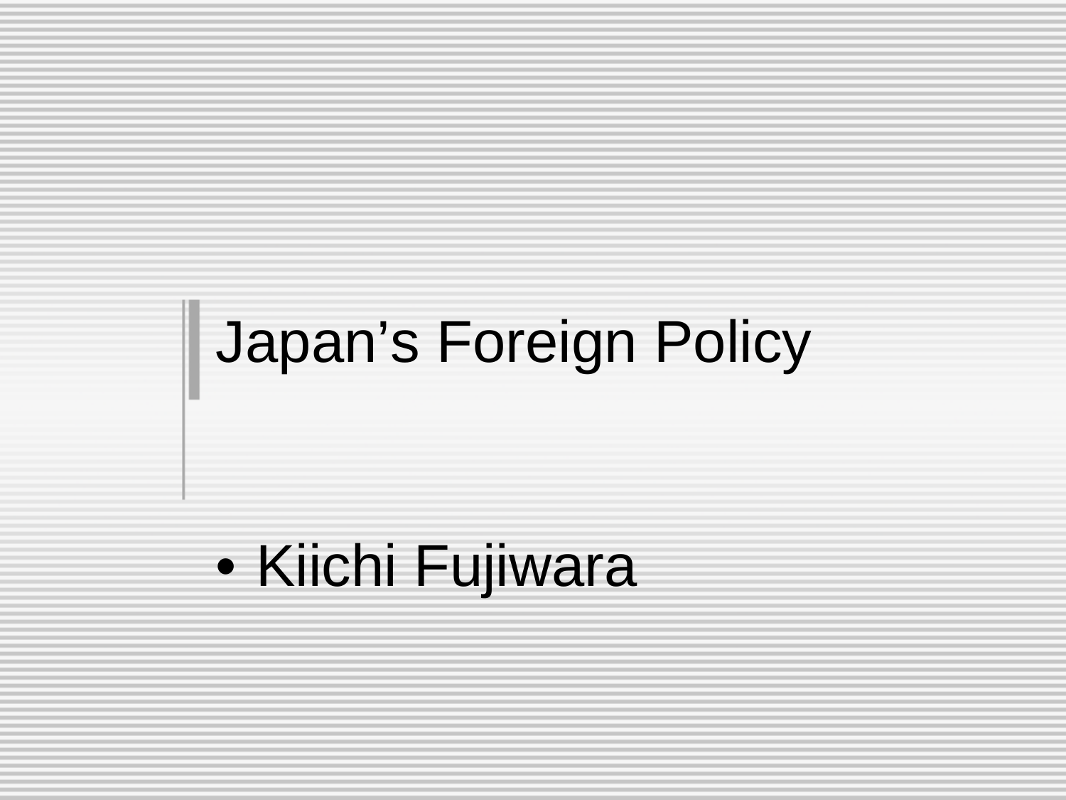# Japan’s Foreign Policy

- Kiichi Fujiwara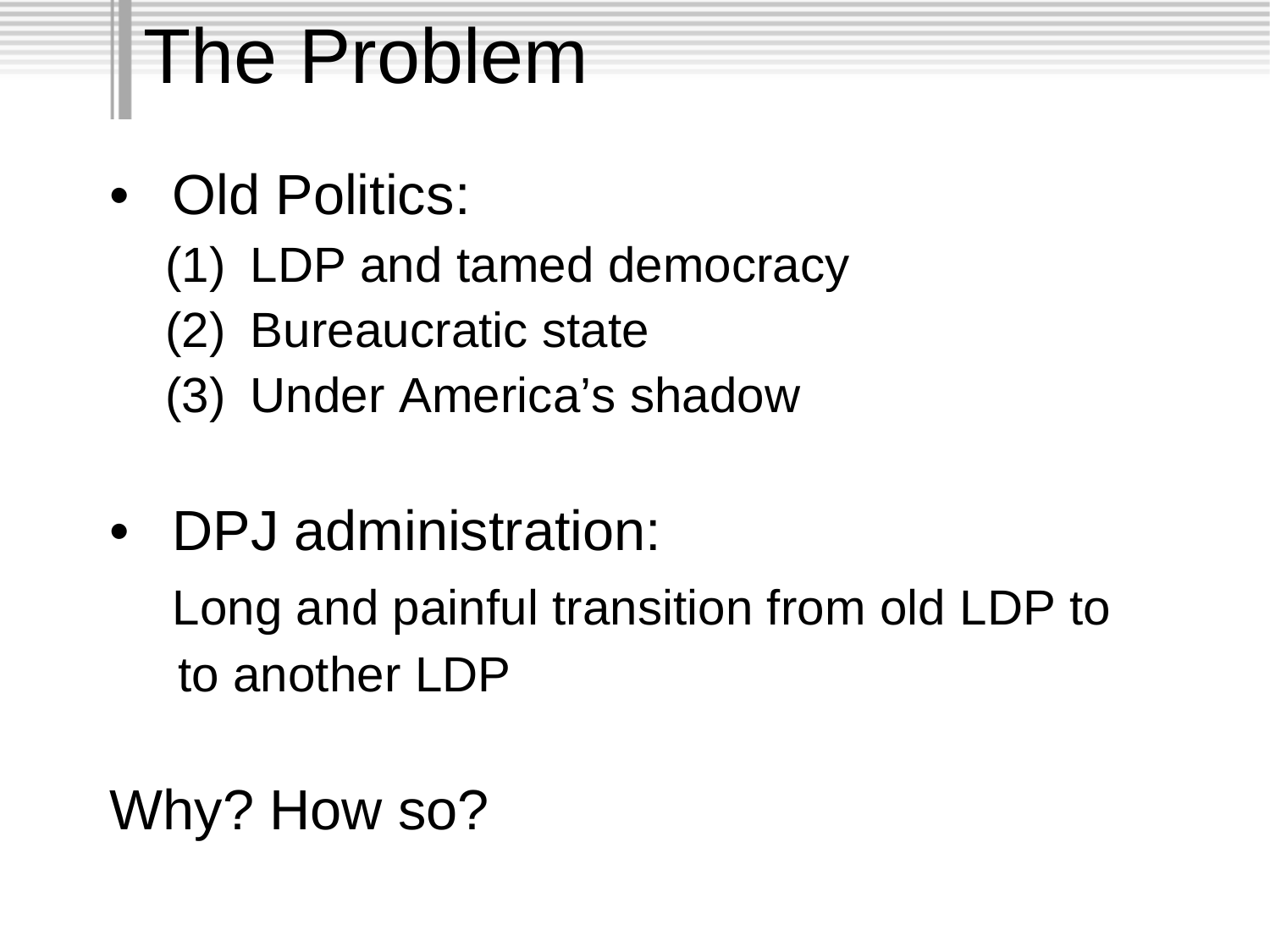# The Problem

- Old Politics:
  1. LDP and tamed democracy
  2. Bureaucratic state
  3. Under America's shadow

- DPJ administration:

  Long and painful transition from old LDP to to another LDP

Why? How so?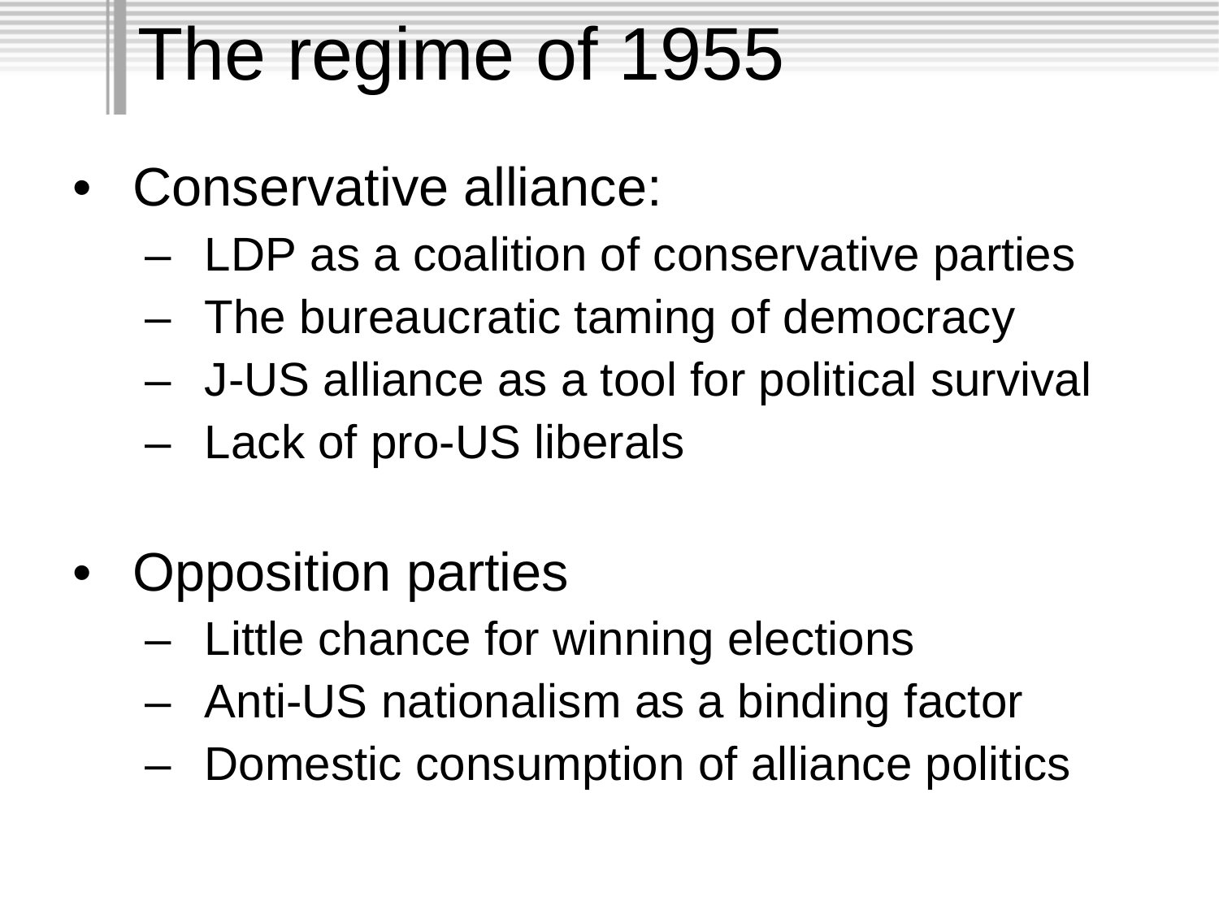# The regime of 1955

- Conservative alliance:
  - LDP as a coalition of conservative parties
  - The bureaucratic taming of democracy
  - J-US alliance as a tool for political survival
  - Lack of pro-US liberals

- Opposition parties
  - Little chance for winning elections
  - Anti-US nationalism as a binding factor
  - Domestic consumption of alliance politics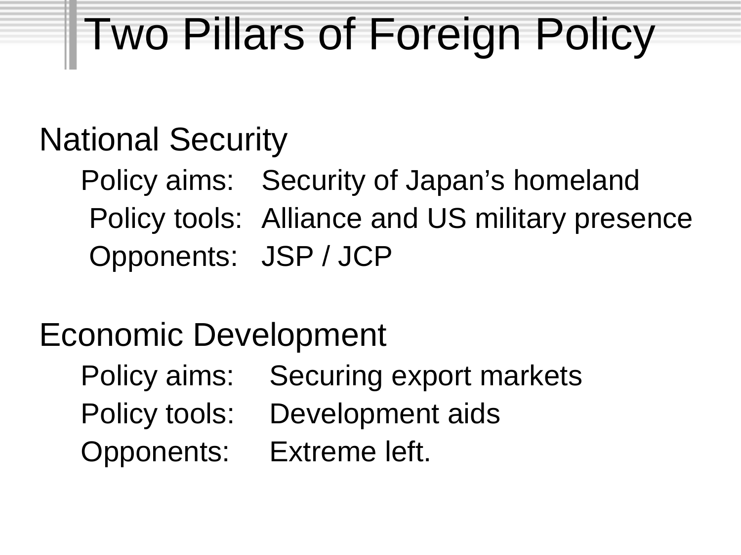# Two Pillars of Foreign Policy

## National Security

- Policy aims: Security of Japan’s homeland
- Policy tools: Alliance and US military presence
- Opponents: JSP / JCP

## Economic Development

- Policy aims: Securing export markets
- Policy tools: Development aids
- Opponents: Extreme left.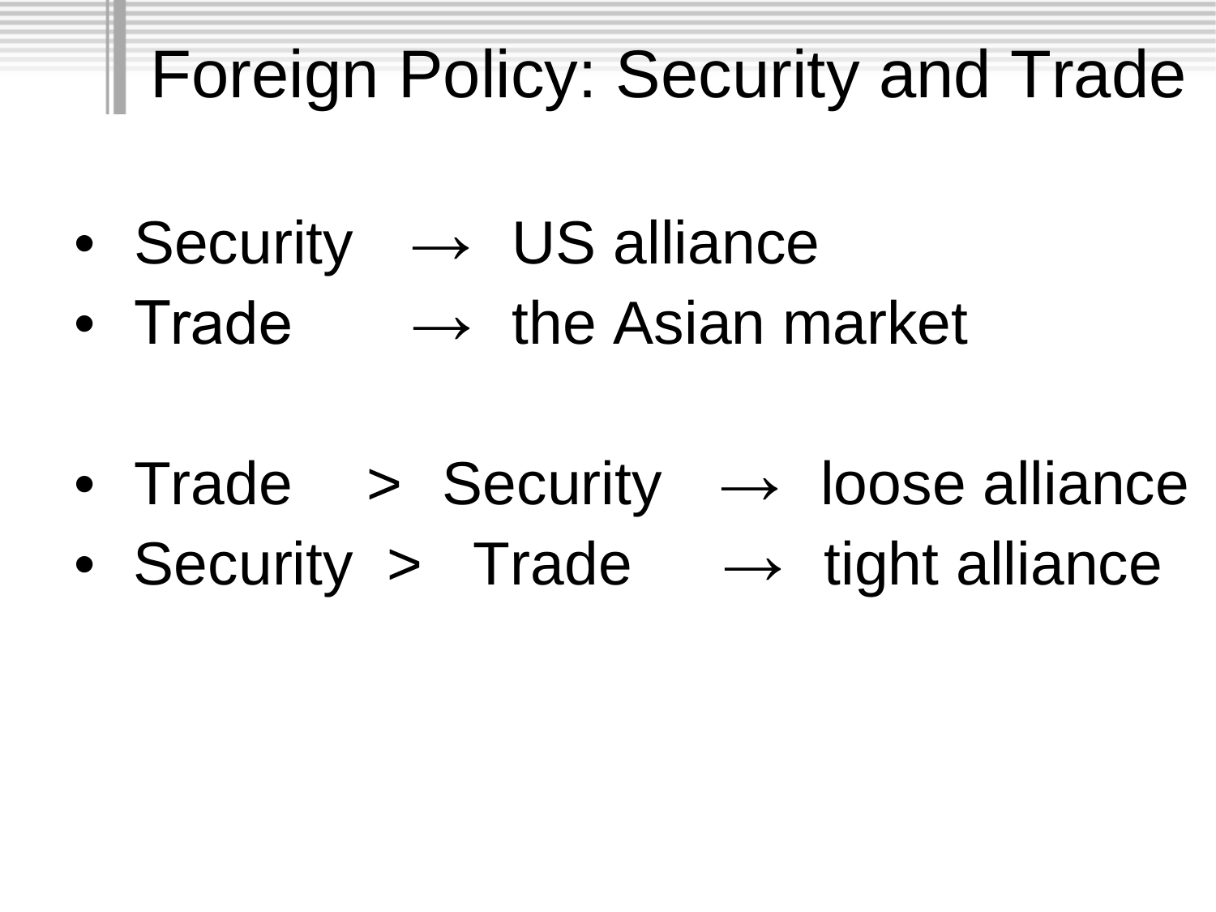# Foreign Policy: Security and Trade

- Security → US alliance
- Trade → the Asian market

- Trade > Security → loose alliance
- Security > Trade → tight alliance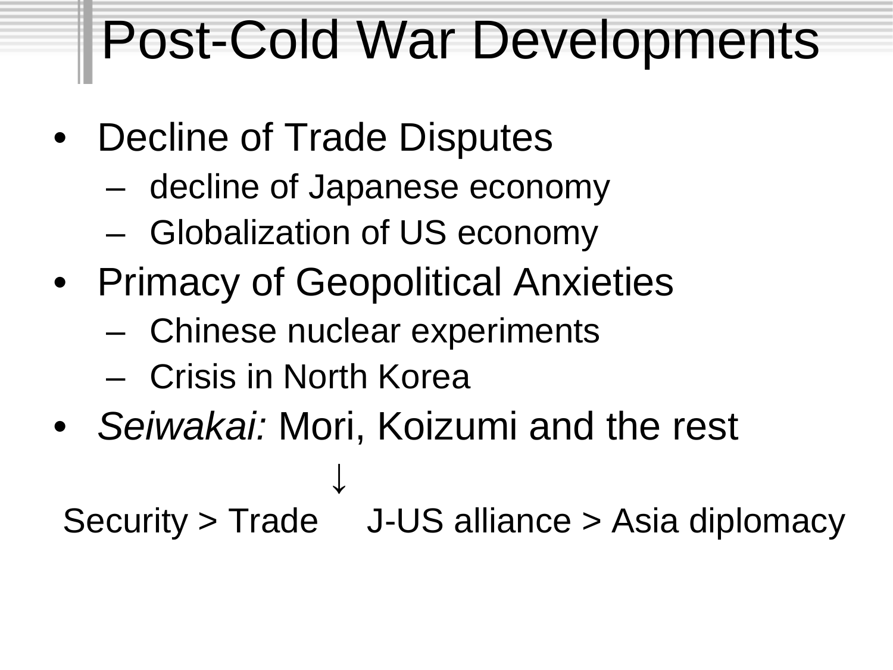# Post-Cold War Developments

- Decline of Trade Disputes
  - decline of Japanese economy
  - Globalization of US economy
- Primacy of Geopolitical Anxieties
  - Chinese nuclear experiments
  - Crisis in North Korea
- *Seiwakai:* Mori, Koizumi and the rest

↓

Security > Trade     J-US alliance > Asia diplomacy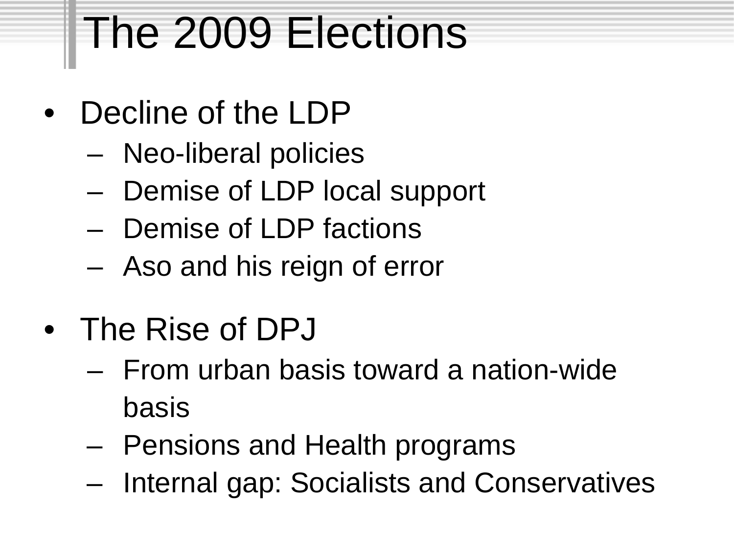# The 2009 Elections

- Decline of the LDP
  - Neo-liberal policies
  - Demise of LDP local support
  - Demise of LDP factions
  - Aso and his reign of error
- The Rise of DPJ
  - From urban basis toward a nation-wide basis
  - Pensions and Health programs
  - Internal gap: Socialists and Conservatives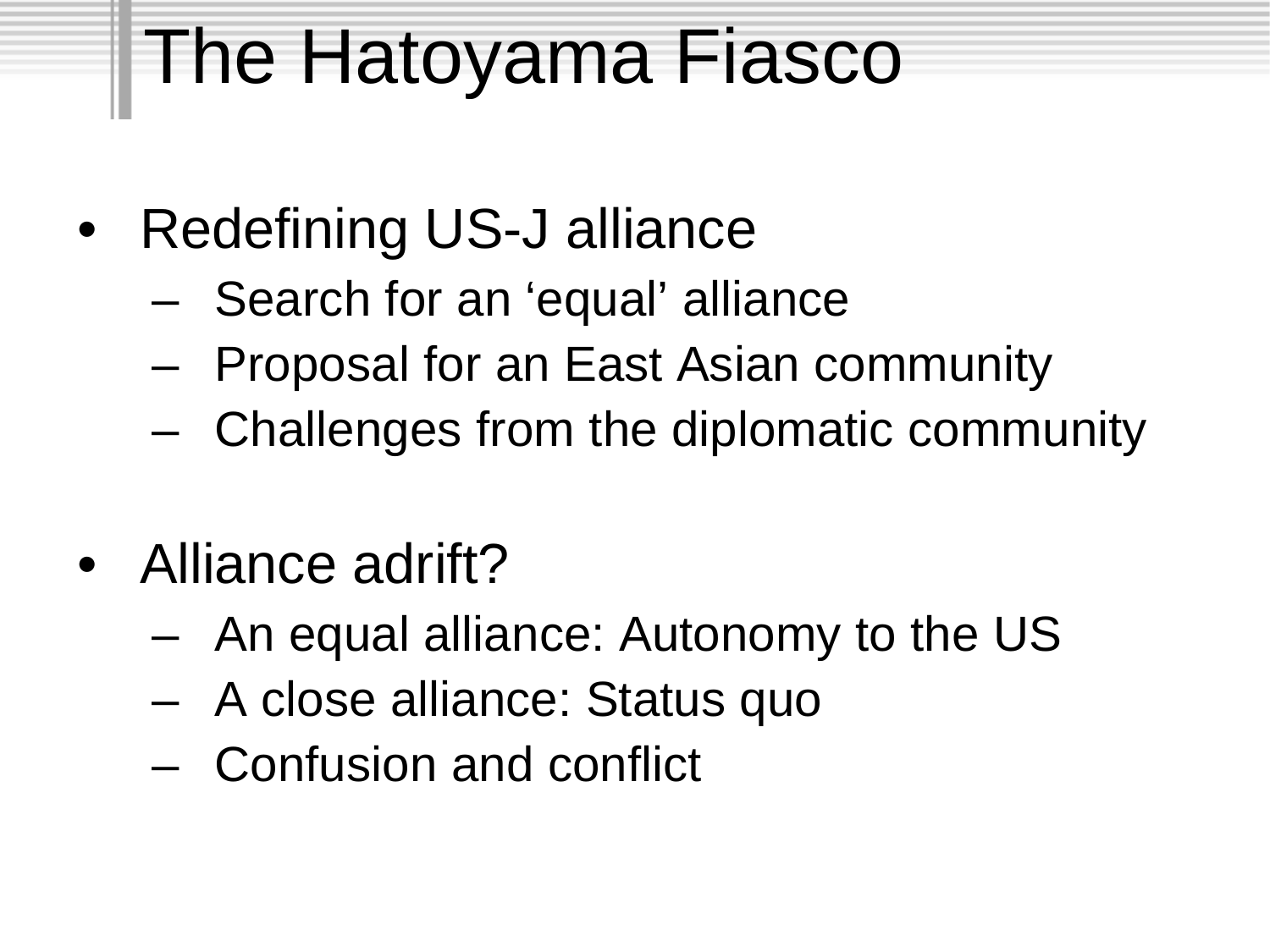# The Hatoyama Fiasco

- Redefining US-J alliance
  - Search for an ‘equal’ alliance
  - Proposal for an East Asian community
  - Challenges from the diplomatic community

- Alliance adrift?
  - An equal alliance: Autonomy to the US
  - A close alliance: Status quo
  - Confusion and conflict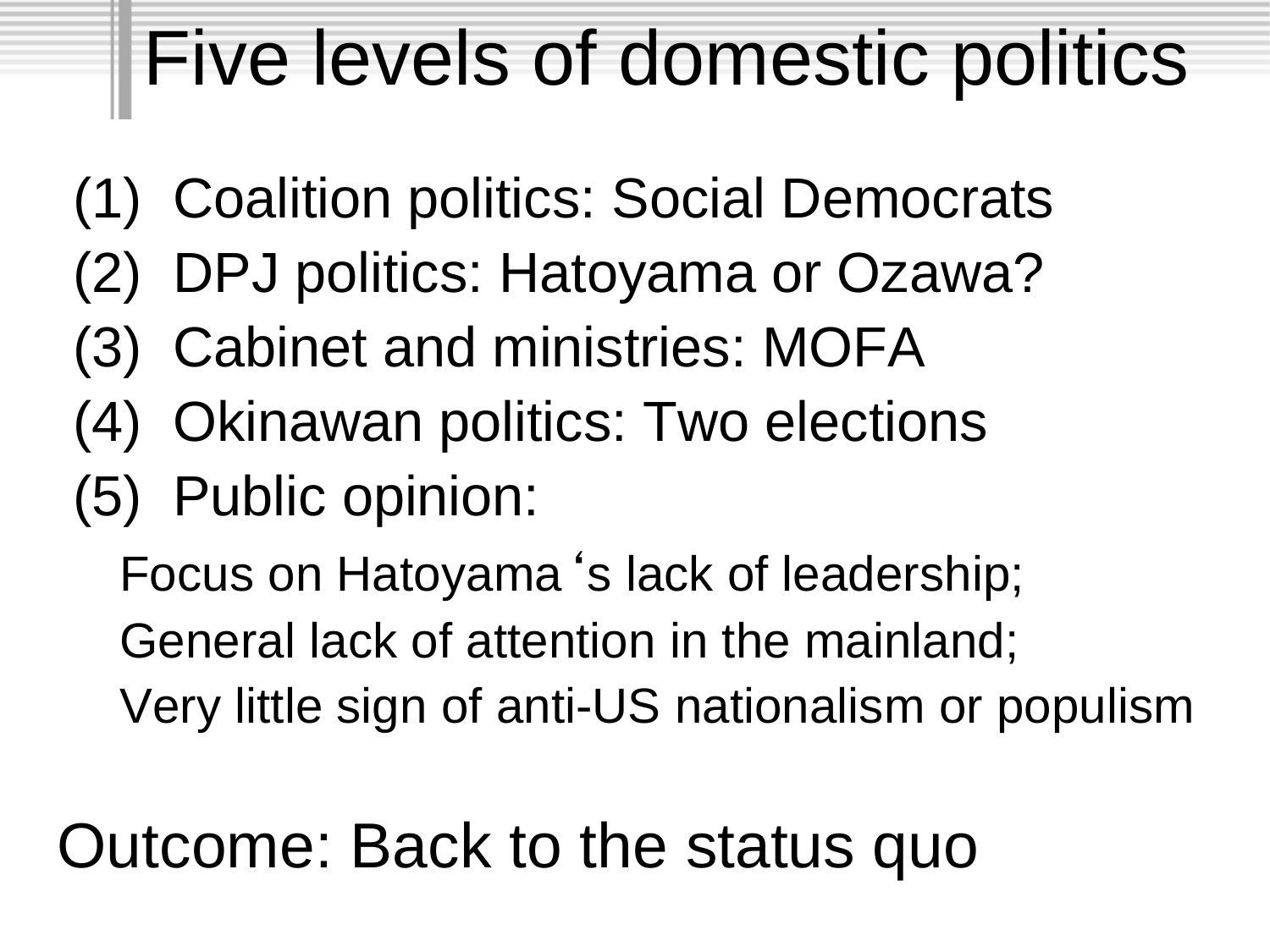# Five levels of domestic politics

(1) Coalition politics: Social Democrats
(2) DPJ politics: Hatoyama or Ozawa?
(3) Cabinet and ministries: MOFA
(4) Okinawan politics: Two elections
(5) Public opinion:

Focus on Hatoyama's lack of leadership;
General lack of attention in the mainland;
Very little sign of anti-US nationalism or populism

Outcome: Back to the status quo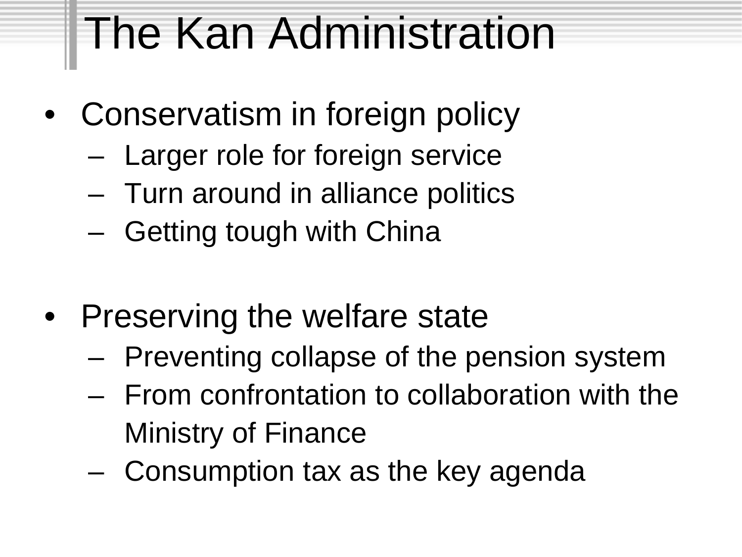# The Kan Administration

- Conservatism in foreign policy
  - Larger role for foreign service
  - Turn around in alliance politics
  - Getting tough with China

- Preserving the welfare state
  - Preventing collapse of the pension system
  - From confrontation to collaboration with the Ministry of Finance
  - Consumption tax as the key agenda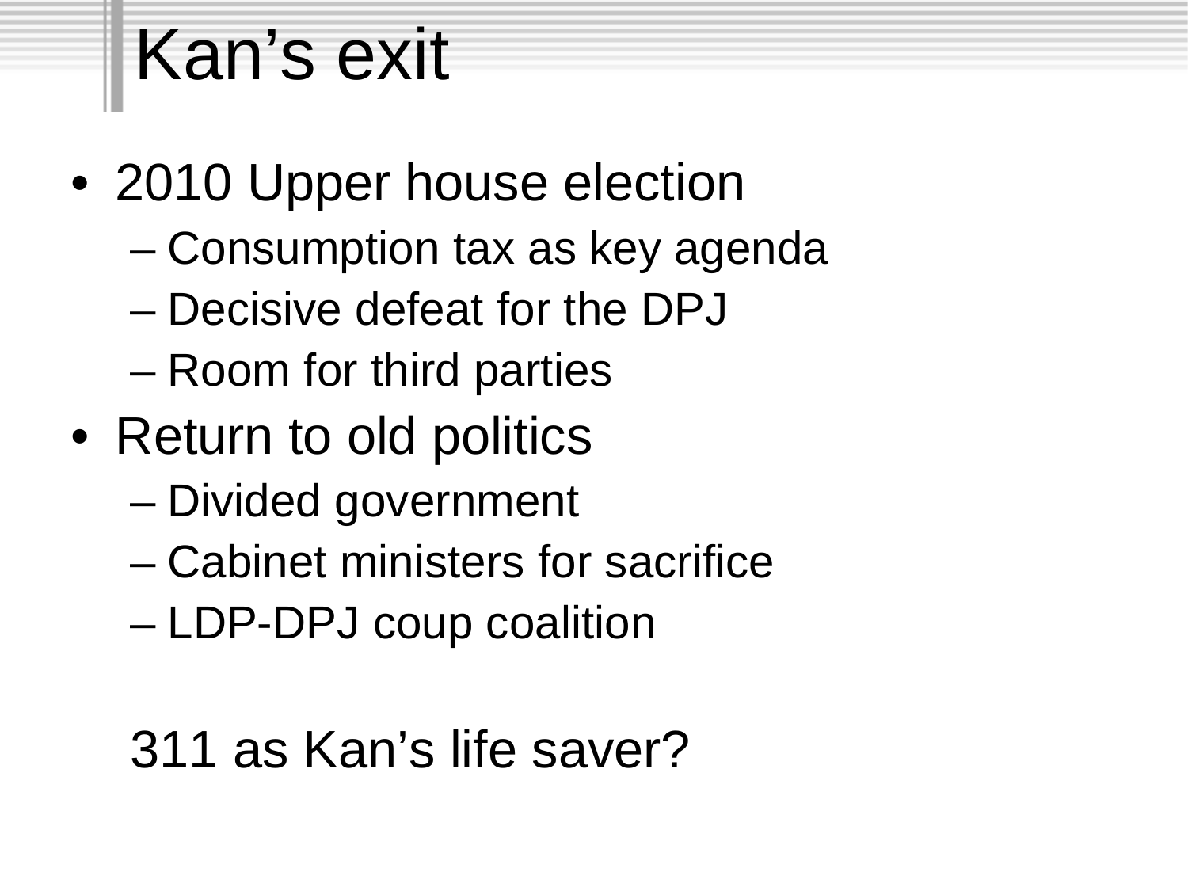# Kan’s exit

- 2010 Upper house election
  - Consumption tax as key agenda
  - Decisive defeat for the DPJ
  - Room for third parties
- Return to old politics
  - Divided government
  - Cabinet ministers for sacrifice
  - LDP-DPJ coup coalition

311 as Kan’s life saver?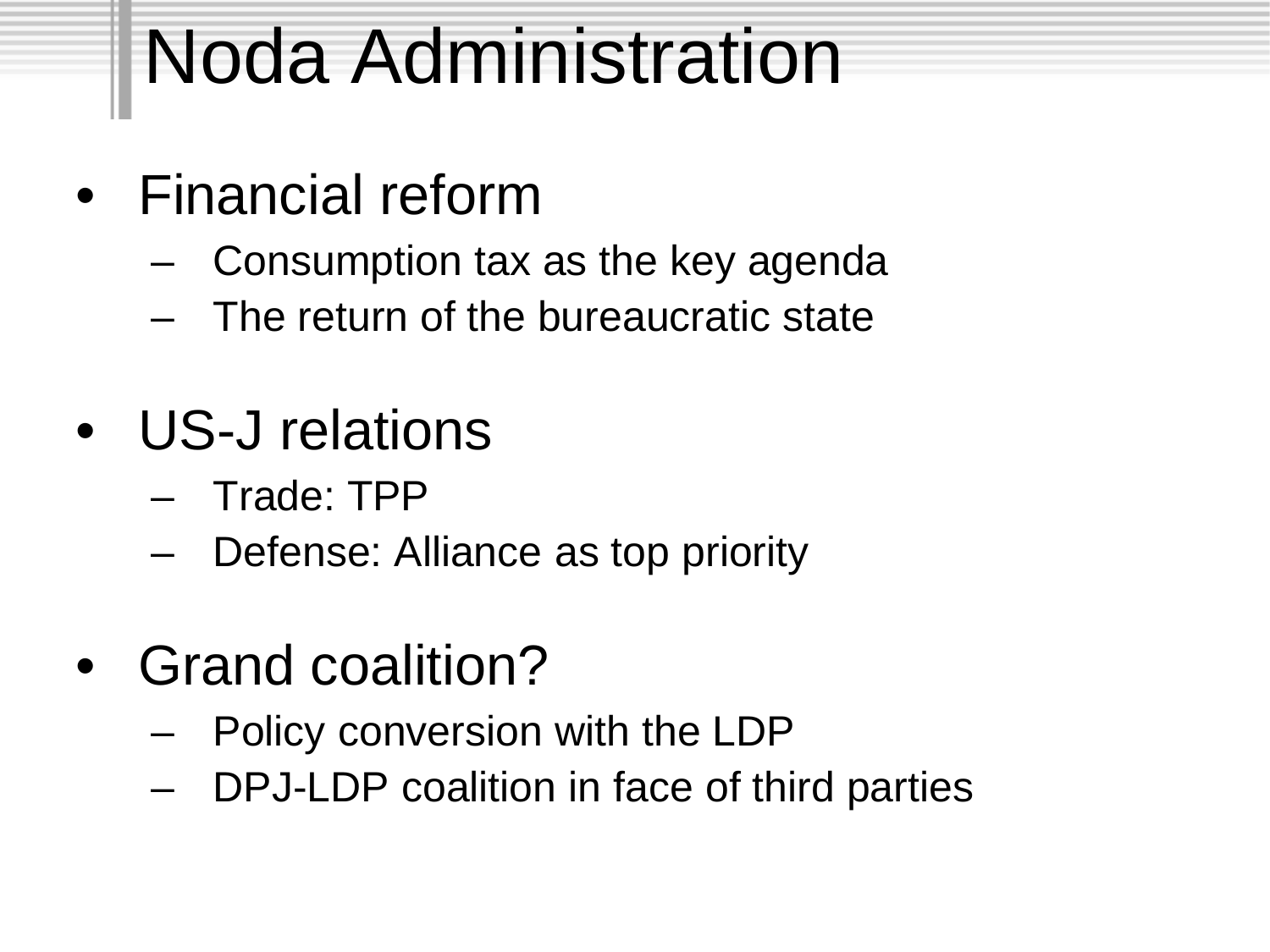# Noda Administration

- Financial reform
  - Consumption tax as the key agenda
  - The return of the bureaucratic state
- US-J relations
  - Trade: TPP
  - Defense: Alliance as top priority
- Grand coalition?
  - Policy conversion with the LDP
  - DPJ-LDP coalition in face of third parties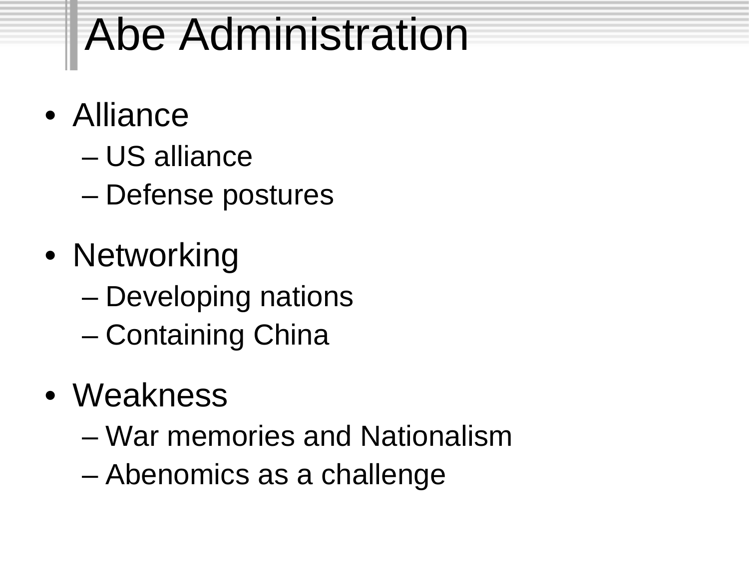# Abe Administration

- Alliance
  - US alliance
  - Defense postures
- Networking
  - Developing nations
  - Containing China
- Weakness
  - War memories and Nationalism
  - Abenomics as a challenge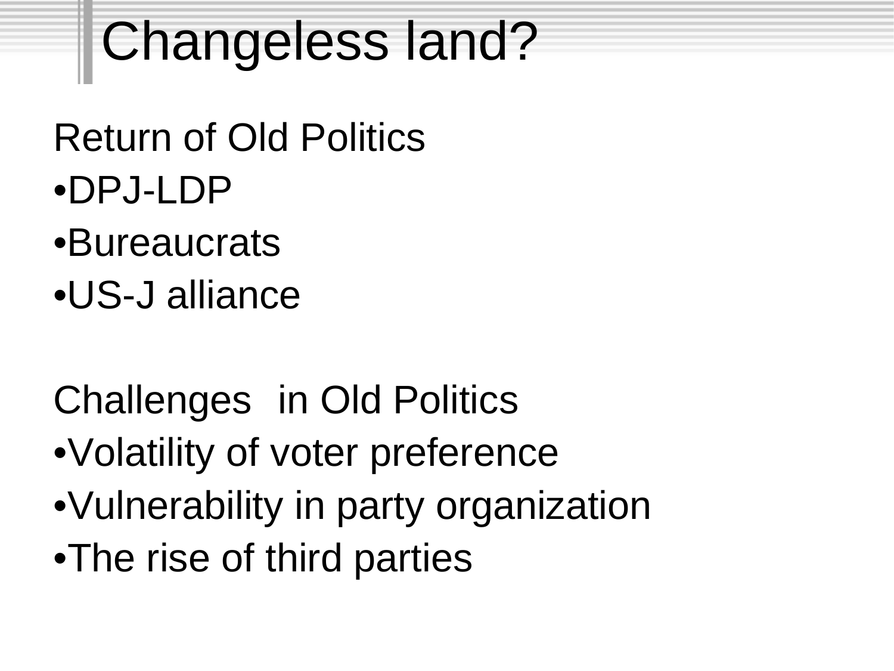# Changeless land?

Return of Old Politics

- DPJ-LDP
- Bureaucrats
- US-J alliance

Challenges in Old Politics

- Volatility of voter preference
- Vulnerability in party organization
- The rise of third parties